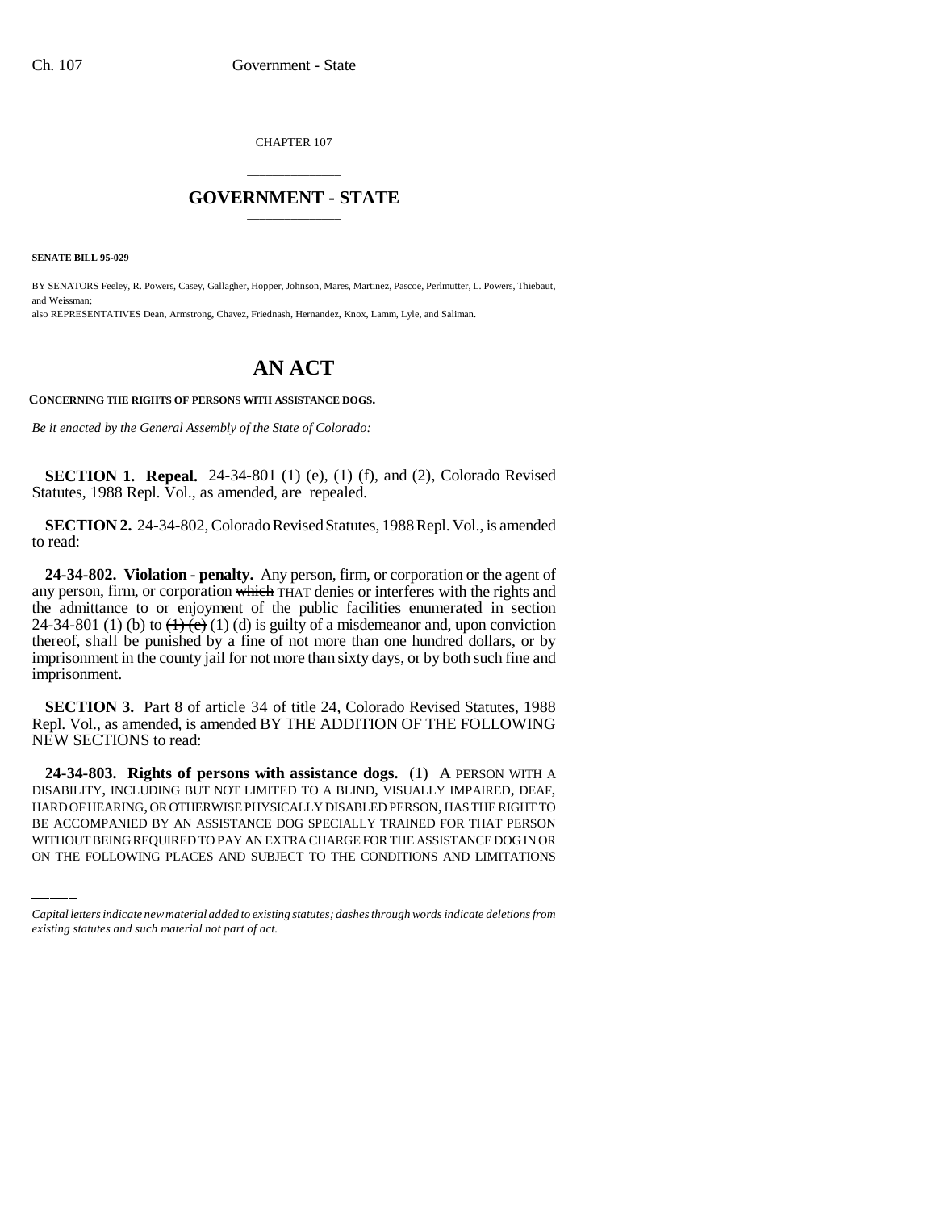CHAPTER 107

# GOVERNMENT - STATE

**SENATE BILL 95-029**

BY SENATORS Feeley, R. Powers, Casey, Gallagher, Hopper, Johnson, Mares, Martinez, Pascoe, Perlmutter, L. Powers, Thiebaut, and Weissman;

also REPRESENTATIVES Dean, Armstrong, Chavez, Friednash, Hernandez, Knox, Lamm, Lyle, and Saliman.

# AN ACT

**CONCERNING THE RIGHTS OF PERSONS WITH ASSISTANCE DOGS.**

*Be it enacted by the General Assembly of the State of Colorado:*

**SECTION 1. Repeal.** 24-34-801 (1) (e), (1) (f), and (2), Colorado Revised Statutes, 1988 Repl. Vol., as amended, are repealed.

**SECTION 2.** 24-34-802, Colorado Revised Statutes, 1988 Repl. Vol., is amended to read:

**24-34-802. Violation - penalty.** Any person, firm, or corporation or the agent of any person, firm, or corporation ~~which~~ THAT denies or interferes with the rights and the admittance to or enjoyment of the public facilities enumerated in section 24-34-801 (1) (b) to ~~(1) (e)~~ (1) (d) is guilty of a misdemeanor and, upon conviction thereof, shall be punished by a fine of not more than one hundred dollars, or by imprisonment in the county jail for not more than sixty days, or by both such fine and imprisonment.

**SECTION 3.** Part 8 of article 34 of title 24, Colorado Revised Statutes, 1988 Repl. Vol., as amended, is amended BY THE ADDITION OF THE FOLLOWING NEW SECTIONS to read:

**24-34-803. Rights of persons with assistance dogs.** (1) A PERSON WITH A DISABILITY, INCLUDING BUT NOT LIMITED TO A BLIND, VISUALLY IMPAIRED, DEAF, HARD OF HEARING, OR OTHERWISE PHYSICALLY DISABLED PERSON, HAS THE RIGHT TO BE ACCOMPANIED BY AN ASSISTANCE DOG SPECIALLY TRAINED FOR THAT PERSON WITHOUT BEING REQUIRED TO PAY AN EXTRA CHARGE FOR THE ASSISTANCE DOG IN OR ON THE FOLLOWING PLACES AND SUBJECT TO THE CONDITIONS AND LIMITATIONS

*Capital letters indicate new material added to existing statutes; dashes through words indicate deletions from existing statutes and such material not part of act.*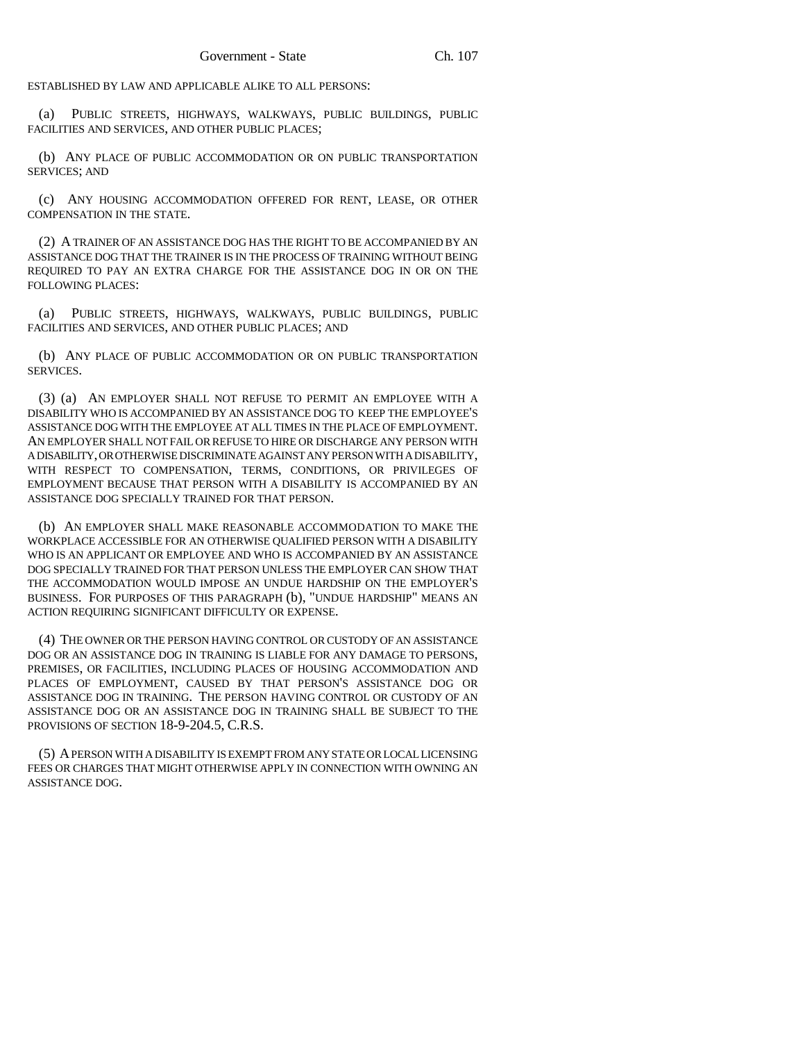ESTABLISHED BY LAW AND APPLICABLE ALIKE TO ALL PERSONS:

(a) PUBLIC STREETS, HIGHWAYS, WALKWAYS, PUBLIC BUILDINGS, PUBLIC FACILITIES AND SERVICES, AND OTHER PUBLIC PLACES;

(b) ANY PLACE OF PUBLIC ACCOMMODATION OR ON PUBLIC TRANSPORTATION SERVICES; AND

(c) ANY HOUSING ACCOMMODATION OFFERED FOR RENT, LEASE, OR OTHER COMPENSATION IN THE STATE.

(2) A TRAINER OF AN ASSISTANCE DOG HAS THE RIGHT TO BE ACCOMPANIED BY AN ASSISTANCE DOG THAT THE TRAINER IS IN THE PROCESS OF TRAINING WITHOUT BEING REQUIRED TO PAY AN EXTRA CHARGE FOR THE ASSISTANCE DOG IN OR ON THE FOLLOWING PLACES:

(a) PUBLIC STREETS, HIGHWAYS, WALKWAYS, PUBLIC BUILDINGS, PUBLIC FACILITIES AND SERVICES, AND OTHER PUBLIC PLACES; AND

(b) ANY PLACE OF PUBLIC ACCOMMODATION OR ON PUBLIC TRANSPORTATION SERVICES.

(3) (a) AN EMPLOYER SHALL NOT REFUSE TO PERMIT AN EMPLOYEE WITH A DISABILITY WHO IS ACCOMPANIED BY AN ASSISTANCE DOG TO KEEP THE EMPLOYEE'S ASSISTANCE DOG WITH THE EMPLOYEE AT ALL TIMES IN THE PLACE OF EMPLOYMENT. AN EMPLOYER SHALL NOT FAIL OR REFUSE TO HIRE OR DISCHARGE ANY PERSON WITH A DISABILITY, OR OTHERWISE DISCRIMINATE AGAINST ANY PERSON WITH A DISABILITY, WITH RESPECT TO COMPENSATION, TERMS, CONDITIONS, OR PRIVILEGES OF EMPLOYMENT BECAUSE THAT PERSON WITH A DISABILITY IS ACCOMPANIED BY AN ASSISTANCE DOG SPECIALLY TRAINED FOR THAT PERSON.

(b) AN EMPLOYER SHALL MAKE REASONABLE ACCOMMODATION TO MAKE THE WORKPLACE ACCESSIBLE FOR AN OTHERWISE QUALIFIED PERSON WITH A DISABILITY WHO IS AN APPLICANT OR EMPLOYEE AND WHO IS ACCOMPANIED BY AN ASSISTANCE DOG SPECIALLY TRAINED FOR THAT PERSON UNLESS THE EMPLOYER CAN SHOW THAT THE ACCOMMODATION WOULD IMPOSE AN UNDUE HARDSHIP ON THE EMPLOYER'S BUSINESS. FOR PURPOSES OF THIS PARAGRAPH (b), "UNDUE HARDSHIP" MEANS AN ACTION REQUIRING SIGNIFICANT DIFFICULTY OR EXPENSE.

(4) THE OWNER OR THE PERSON HAVING CONTROL OR CUSTODY OF AN ASSISTANCE DOG OR AN ASSISTANCE DOG IN TRAINING IS LIABLE FOR ANY DAMAGE TO PERSONS, PREMISES, OR FACILITIES, INCLUDING PLACES OF HOUSING ACCOMMODATION AND PLACES OF EMPLOYMENT, CAUSED BY THAT PERSON'S ASSISTANCE DOG OR ASSISTANCE DOG IN TRAINING. THE PERSON HAVING CONTROL OR CUSTODY OF AN ASSISTANCE DOG OR AN ASSISTANCE DOG IN TRAINING SHALL BE SUBJECT TO THE PROVISIONS OF SECTION 18-9-204.5, C.R.S.

(5) A PERSON WITH A DISABILITY IS EXEMPT FROM ANY STATE OR LOCAL LICENSING FEES OR CHARGES THAT MIGHT OTHERWISE APPLY IN CONNECTION WITH OWNING AN ASSISTANCE DOG.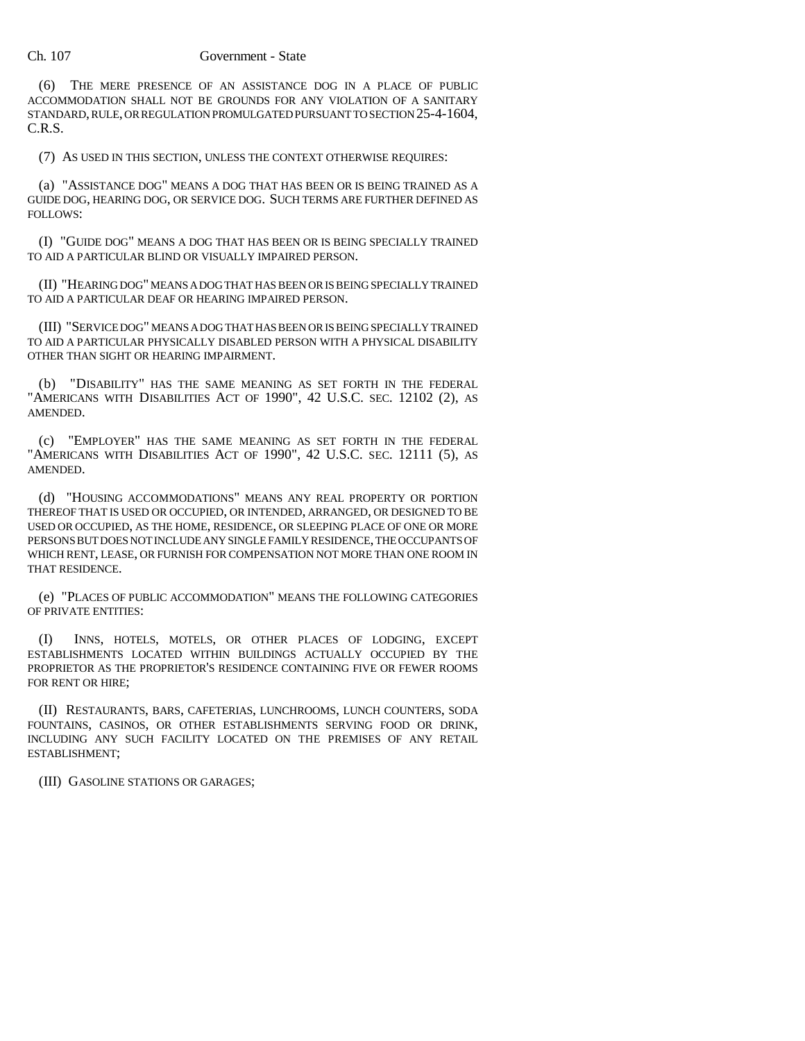(6) THE MERE PRESENCE OF AN ASSISTANCE DOG IN A PLACE OF PUBLIC ACCOMMODATION SHALL NOT BE GROUNDS FOR ANY VIOLATION OF A SANITARY STANDARD, RULE, OR REGULATION PROMULGATED PURSUANT TO SECTION 25-4-1604, C.R.S.

(7) AS USED IN THIS SECTION, UNLESS THE CONTEXT OTHERWISE REQUIRES:

(a) "ASSISTANCE DOG" MEANS A DOG THAT HAS BEEN OR IS BEING TRAINED AS A GUIDE DOG, HEARING DOG, OR SERVICE DOG. SUCH TERMS ARE FURTHER DEFINED AS FOLLOWS:

(I) "GUIDE DOG" MEANS A DOG THAT HAS BEEN OR IS BEING SPECIALLY TRAINED TO AID A PARTICULAR BLIND OR VISUALLY IMPAIRED PERSON.

(II) "HEARING DOG" MEANS A DOG THAT HAS BEEN OR IS BEING SPECIALLY TRAINED TO AID A PARTICULAR DEAF OR HEARING IMPAIRED PERSON.

(III) "SERVICE DOG" MEANS A DOG THAT HAS BEEN OR IS BEING SPECIALLY TRAINED TO AID A PARTICULAR PHYSICALLY DISABLED PERSON WITH A PHYSICAL DISABILITY OTHER THAN SIGHT OR HEARING IMPAIRMENT.

(b) "DISABILITY" HAS THE SAME MEANING AS SET FORTH IN THE FEDERAL "AMERICANS WITH DISABILITIES ACT OF 1990", 42 U.S.C. SEC. 12102 (2), AS AMENDED.

(c) "EMPLOYER" HAS THE SAME MEANING AS SET FORTH IN THE FEDERAL "AMERICANS WITH DISABILITIES ACT OF 1990", 42 U.S.C. SEC. 12111 (5), AS AMENDED.

(d) "HOUSING ACCOMMODATIONS" MEANS ANY REAL PROPERTY OR PORTION THEREOF THAT IS USED OR OCCUPIED, OR INTENDED, ARRANGED, OR DESIGNED TO BE USED OR OCCUPIED, AS THE HOME, RESIDENCE, OR SLEEPING PLACE OF ONE OR MORE PERSONS BUT DOES NOT INCLUDE ANY SINGLE FAMILY RESIDENCE, THE OCCUPANTS OF WHICH RENT, LEASE, OR FURNISH FOR COMPENSATION NOT MORE THAN ONE ROOM IN THAT RESIDENCE.

(e) "PLACES OF PUBLIC ACCOMMODATION" MEANS THE FOLLOWING CATEGORIES OF PRIVATE ENTITIES:

(I) INNS, HOTELS, MOTELS, OR OTHER PLACES OF LODGING, EXCEPT ESTABLISHMENTS LOCATED WITHIN BUILDINGS ACTUALLY OCCUPIED BY THE PROPRIETOR AS THE PROPRIETOR'S RESIDENCE CONTAINING FIVE OR FEWER ROOMS FOR RENT OR HIRE;

(II) RESTAURANTS, BARS, CAFETERIAS, LUNCHROOMS, LUNCH COUNTERS, SODA FOUNTAINS, CASINOS, OR OTHER ESTABLISHMENTS SERVING FOOD OR DRINK, INCLUDING ANY SUCH FACILITY LOCATED ON THE PREMISES OF ANY RETAIL ESTABLISHMENT;

(III) GASOLINE STATIONS OR GARAGES;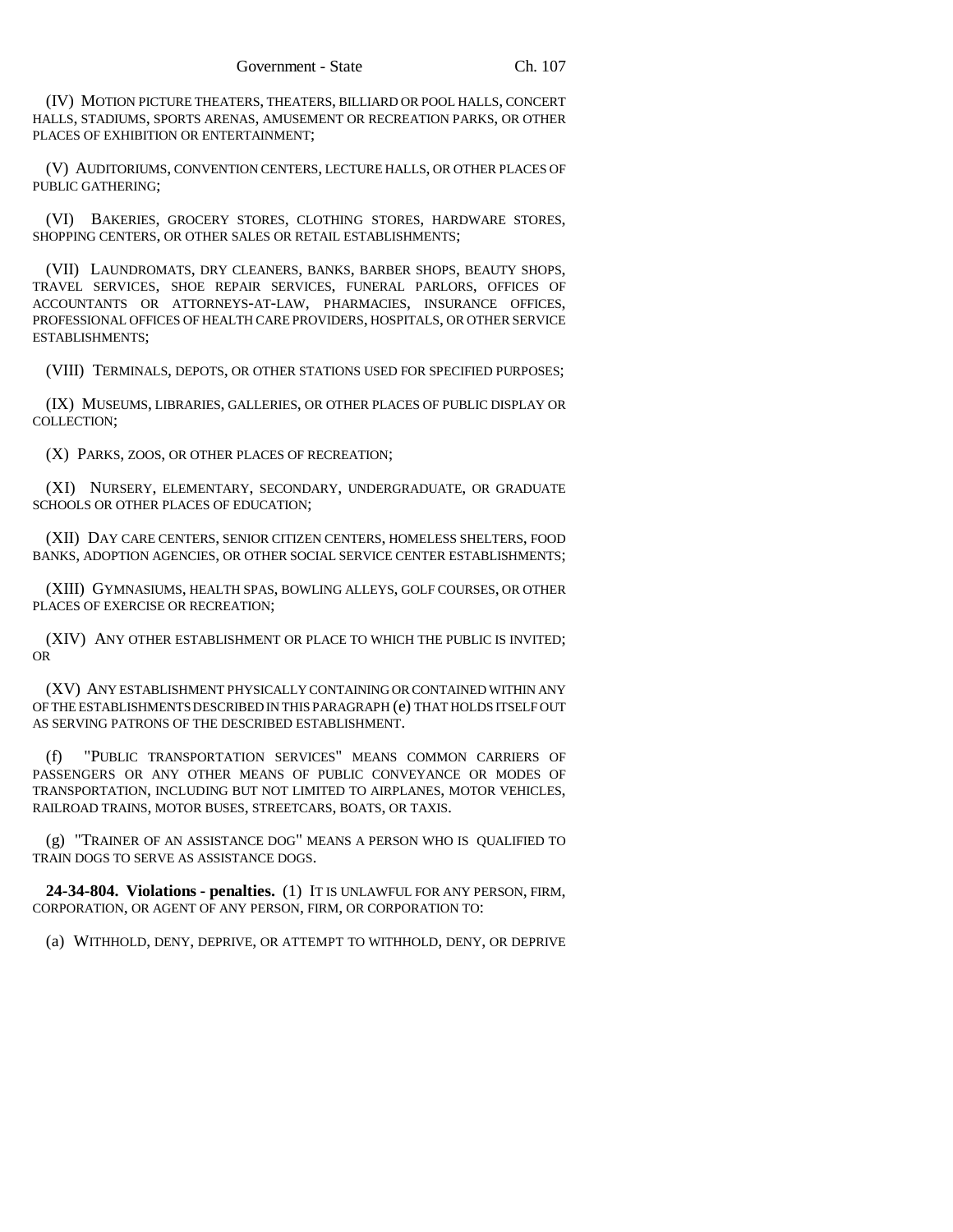(IV) MOTION PICTURE THEATERS, THEATERS, BILLIARD OR POOL HALLS, CONCERT HALLS, STADIUMS, SPORTS ARENAS, AMUSEMENT OR RECREATION PARKS, OR OTHER PLACES OF EXHIBITION OR ENTERTAINMENT;

(V) AUDITORIUMS, CONVENTION CENTERS, LECTURE HALLS, OR OTHER PLACES OF PUBLIC GATHERING;

(VI) BAKERIES, GROCERY STORES, CLOTHING STORES, HARDWARE STORES, SHOPPING CENTERS, OR OTHER SALES OR RETAIL ESTABLISHMENTS;

(VII) LAUNDROMATS, DRY CLEANERS, BANKS, BARBER SHOPS, BEAUTY SHOPS, TRAVEL SERVICES, SHOE REPAIR SERVICES, FUNERAL PARLORS, OFFICES OF ACCOUNTANTS OR ATTORNEYS-AT-LAW, PHARMACIES, INSURANCE OFFICES, PROFESSIONAL OFFICES OF HEALTH CARE PROVIDERS, HOSPITALS, OR OTHER SERVICE ESTABLISHMENTS;

(VIII) TERMINALS, DEPOTS, OR OTHER STATIONS USED FOR SPECIFIED PURPOSES;

(IX) MUSEUMS, LIBRARIES, GALLERIES, OR OTHER PLACES OF PUBLIC DISPLAY OR COLLECTION;

(X) PARKS, ZOOS, OR OTHER PLACES OF RECREATION;

(XI) NURSERY, ELEMENTARY, SECONDARY, UNDERGRADUATE, OR GRADUATE SCHOOLS OR OTHER PLACES OF EDUCATION;

(XII) DAY CARE CENTERS, SENIOR CITIZEN CENTERS, HOMELESS SHELTERS, FOOD BANKS, ADOPTION AGENCIES, OR OTHER SOCIAL SERVICE CENTER ESTABLISHMENTS;

(XIII) GYMNASIUMS, HEALTH SPAS, BOWLING ALLEYS, GOLF COURSES, OR OTHER PLACES OF EXERCISE OR RECREATION;

(XIV) ANY OTHER ESTABLISHMENT OR PLACE TO WHICH THE PUBLIC IS INVITED; OR

(XV) ANY ESTABLISHMENT PHYSICALLY CONTAINING OR CONTAINED WITHIN ANY OF THE ESTABLISHMENTS DESCRIBED IN THIS PARAGRAPH (e) THAT HOLDS ITSELF OUT AS SERVING PATRONS OF THE DESCRIBED ESTABLISHMENT.

(f) "PUBLIC TRANSPORTATION SERVICES" MEANS COMMON CARRIERS OF PASSENGERS OR ANY OTHER MEANS OF PUBLIC CONVEYANCE OR MODES OF TRANSPORTATION, INCLUDING BUT NOT LIMITED TO AIRPLANES, MOTOR VEHICLES, RAILROAD TRAINS, MOTOR BUSES, STREETCARS, BOATS, OR TAXIS.

(g) "TRAINER OF AN ASSISTANCE DOG" MEANS A PERSON WHO IS QUALIFIED TO TRAIN DOGS TO SERVE AS ASSISTANCE DOGS.

**24-34-804. Violations - penalties.** (1) IT IS UNLAWFUL FOR ANY PERSON, FIRM, CORPORATION, OR AGENT OF ANY PERSON, FIRM, OR CORPORATION TO:

(a) WITHHOLD, DENY, DEPRIVE, OR ATTEMPT TO WITHHOLD, DENY, OR DEPRIVE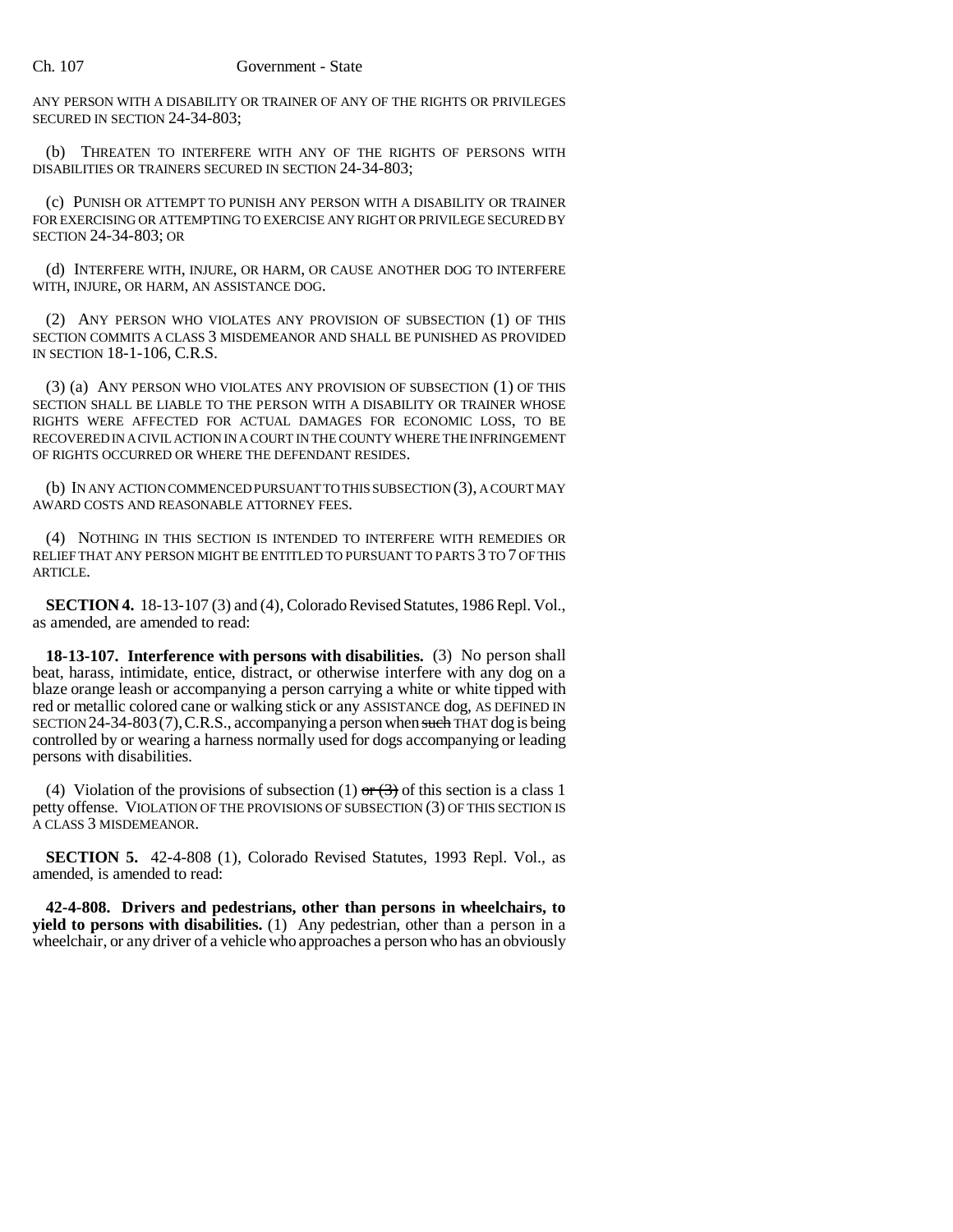ANY PERSON WITH A DISABILITY OR TRAINER OF ANY OF THE RIGHTS OR PRIVILEGES SECURED IN SECTION 24-34-803;

(b) THREATEN TO INTERFERE WITH ANY OF THE RIGHTS OF PERSONS WITH DISABILITIES OR TRAINERS SECURED IN SECTION 24-34-803;

(c) PUNISH OR ATTEMPT TO PUNISH ANY PERSON WITH A DISABILITY OR TRAINER FOR EXERCISING OR ATTEMPTING TO EXERCISE ANY RIGHT OR PRIVILEGE SECURED BY SECTION 24-34-803; OR

(d) INTERFERE WITH, INJURE, OR HARM, OR CAUSE ANOTHER DOG TO INTERFERE WITH, INJURE, OR HARM, AN ASSISTANCE DOG.

(2) ANY PERSON WHO VIOLATES ANY PROVISION OF SUBSECTION (1) OF THIS SECTION COMMITS A CLASS 3 MISDEMEANOR AND SHALL BE PUNISHED AS PROVIDED IN SECTION 18-1-106, C.R.S.

(3) (a) ANY PERSON WHO VIOLATES ANY PROVISION OF SUBSECTION (1) OF THIS SECTION SHALL BE LIABLE TO THE PERSON WITH A DISABILITY OR TRAINER WHOSE RIGHTS WERE AFFECTED FOR ACTUAL DAMAGES FOR ECONOMIC LOSS, TO BE RECOVERED IN A CIVIL ACTION IN A COURT IN THE COUNTY WHERE THE INFRINGEMENT OF RIGHTS OCCURRED OR WHERE THE DEFENDANT RESIDES.

(b) IN ANY ACTION COMMENCED PURSUANT TO THIS SUBSECTION (3), A COURT MAY AWARD COSTS AND REASONABLE ATTORNEY FEES.

(4) NOTHING IN THIS SECTION IS INTENDED TO INTERFERE WITH REMEDIES OR RELIEF THAT ANY PERSON MIGHT BE ENTITLED TO PURSUANT TO PARTS 3 TO 7 OF THIS ARTICLE.

**SECTION 4.** 18-13-107 (3) and (4), Colorado Revised Statutes, 1986 Repl. Vol., as amended, are amended to read:

**18-13-107. Interference with persons with disabilities.** (3) No person shall beat, harass, intimidate, entice, distract, or otherwise interfere with any dog on a blaze orange leash or accompanying a person carrying a white or white tipped with red or metallic colored cane or walking stick or any ASSISTANCE dog, AS DEFINED IN SECTION 24-34-803 (7), C.R.S., accompanying a person when ~~such~~ THAT dog is being controlled by or wearing a harness normally used for dogs accompanying or leading persons with disabilities.

(4) Violation of the provisions of subsection (1) ~~or (3)~~ of this section is a class 1 petty offense. VIOLATION OF THE PROVISIONS OF SUBSECTION (3) OF THIS SECTION IS A CLASS 3 MISDEMEANOR.

**SECTION 5.** 42-4-808 (1), Colorado Revised Statutes, 1993 Repl. Vol., as amended, is amended to read:

**42-4-808. Drivers and pedestrians, other than persons in wheelchairs, to yield to persons with disabilities.** (1) Any pedestrian, other than a person in a wheelchair, or any driver of a vehicle who approaches a person who has an obviously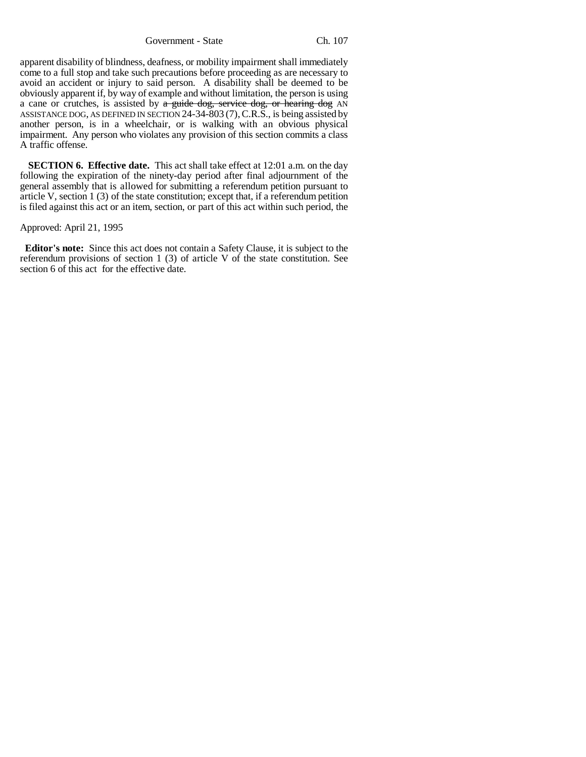apparent disability of blindness, deafness, or mobility impairment shall immediately come to a full stop and take such precautions before proceeding as are necessary to avoid an accident or injury to said person. A disability shall be deemed to be obviously apparent if, by way of example and without limitation, the person is using a cane or crutches, is assisted by ~~a guide dog, service dog, or hearing dog~~ AN ASSISTANCE DOG, AS DEFINED IN SECTION 24-34-803 (7), C.R.S., is being assisted by another person, is in a wheelchair, or is walking with an obvious physical impairment. Any person who violates any provision of this section commits a class A traffic offense.

**SECTION 6. Effective date.** This act shall take effect at 12:01 a.m. on the day following the expiration of the ninety-day period after final adjournment of the general assembly that is allowed for submitting a referendum petition pursuant to article V, section 1 (3) of the state constitution; except that, if a referendum petition is filed against this act or an item, section, or part of this act within such period, the

Approved: April 21, 1995

**Editor's note:** Since this act does not contain a Safety Clause, it is subject to the referendum provisions of section 1 (3) of article V of the state constitution. See section 6 of this act for the effective date.